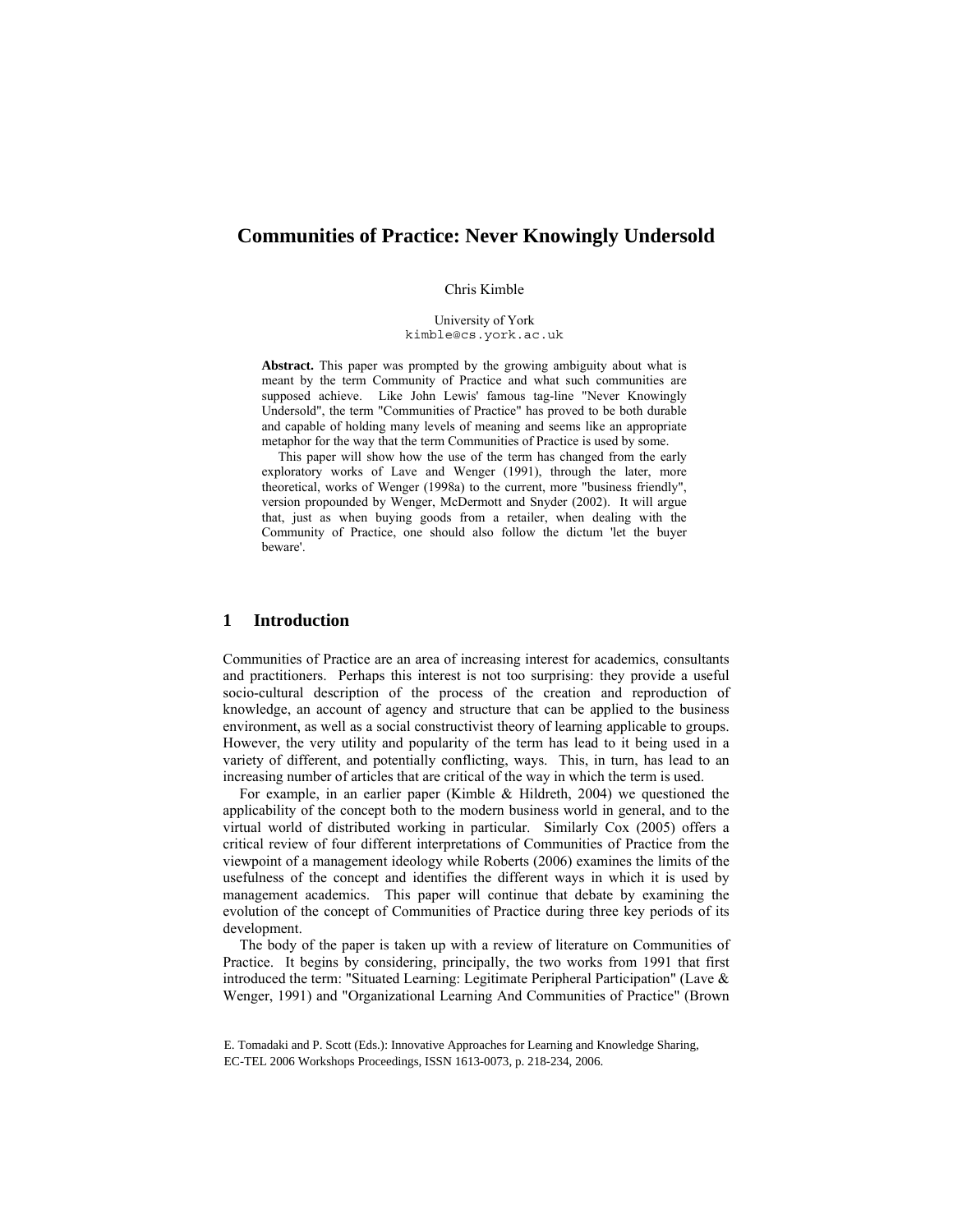# Communities of Practice: Never Knowingly Undersold

Chris Kimble

University of York
kimble@cs.york.ac.uk

**Abstract.** This paper was prompted by the growing ambiguity about what is meant by the term Community of Practice and what such communities are supposed achieve. Like John Lewis' famous tag-line "Never Knowingly Undersold", the term "Communities of Practice" has proved to be both durable and capable of holding many levels of meaning and seems like an appropriate metaphor for the way that the term Communities of Practice is used by some.

This paper will show how the use of the term has changed from the early exploratory works of Lave and Wenger (1991), through the later, more theoretical, works of Wenger (1998a) to the current, more "business friendly", version propounded by Wenger, McDermott and Snyder (2002). It will argue that, just as when buying goods from a retailer, when dealing with the Community of Practice, one should also follow the dictum 'let the buyer beware'.

## 1 Introduction

Communities of Practice are an area of increasing interest for academics, consultants and practitioners. Perhaps this interest is not too surprising: they provide a useful socio-cultural description of the process of the creation and reproduction of knowledge, an account of agency and structure that can be applied to the business environment, as well as a social constructivist theory of learning applicable to groups. However, the very utility and popularity of the term has lead to it being used in a variety of different, and potentially conflicting, ways. This, in turn, has lead to an increasing number of articles that are critical of the way in which the term is used.

For example, in an earlier paper (Kimble & Hildreth, 2004) we questioned the applicability of the concept both to the modern business world in general, and to the virtual world of distributed working in particular. Similarly Cox (2005) offers a critical review of four different interpretations of Communities of Practice from the viewpoint of a management ideology while Roberts (2006) examines the limits of the usefulness of the concept and identifies the different ways in which it is used by management academics. This paper will continue that debate by examining the evolution of the concept of Communities of Practice during three key periods of its development.

The body of the paper is taken up with a review of literature on Communities of Practice. It begins by considering, principally, the two works from 1991 that first introduced the term: "Situated Learning: Legitimate Peripheral Participation" (Lave & Wenger, 1991) and "Organizational Learning And Communities of Practice" (Brown

E. Tomadaki and P. Scott (Eds.): Innovative Approaches for Learning and Knowledge Sharing, EC-TEL 2006 Workshops Proceedings, ISSN 1613-0073, p. 218-234, 2006.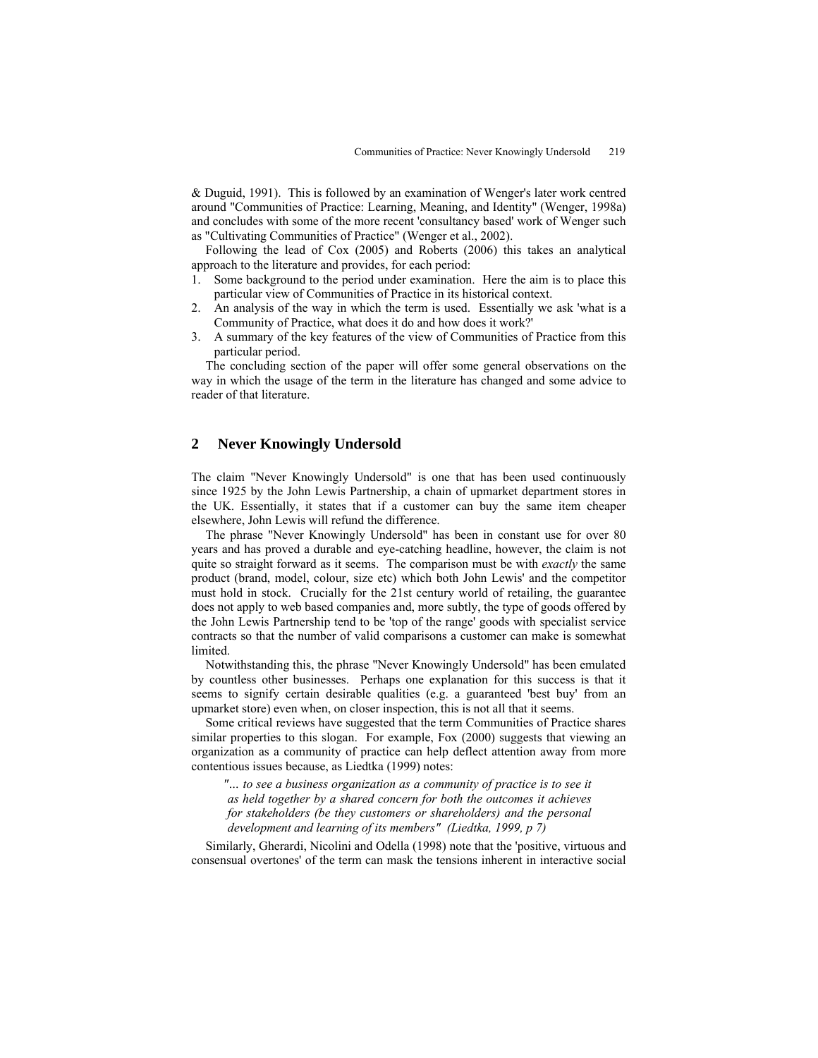& Duguid, 1991). This is followed by an examination of Wenger's later work centred around "Communities of Practice: Learning, Meaning, and Identity" (Wenger, 1998a) and concludes with some of the more recent 'consultancy based' work of Wenger such as "Cultivating Communities of Practice" (Wenger et al., 2002).

Following the lead of Cox (2005) and Roberts (2006) this takes an analytical approach to the literature and provides, for each period:

1. Some background to the period under examination. Here the aim is to place this particular view of Communities of Practice in its historical context.
2. An analysis of the way in which the term is used. Essentially we ask 'what is a Community of Practice, what does it do and how does it work?'
3. A summary of the key features of the view of Communities of Practice from this particular period.

The concluding section of the paper will offer some general observations on the way in which the usage of the term in the literature has changed and some advice to reader of that literature.

## 2 Never Knowingly Undersold

The claim "Never Knowingly Undersold" is one that has been used continuously since 1925 by the John Lewis Partnership, a chain of upmarket department stores in the UK. Essentially, it states that if a customer can buy the same item cheaper elsewhere, John Lewis will refund the difference.

The phrase "Never Knowingly Undersold" has been in constant use for over 80 years and has proved a durable and eye-catching headline, however, the claim is not quite so straight forward as it seems. The comparison must be with *exactly* the same product (brand, model, colour, size etc) which both John Lewis' and the competitor must hold in stock. Crucially for the 21st century world of retailing, the guarantee does not apply to web based companies and, more subtly, the type of goods offered by the John Lewis Partnership tend to be 'top of the range' goods with specialist service contracts so that the number of valid comparisons a customer can make is somewhat limited.

Notwithstanding this, the phrase "Never Knowingly Undersold" has been emulated by countless other businesses. Perhaps one explanation for this success is that it seems to signify certain desirable qualities (e.g. a guaranteed 'best buy' from an upmarket store) even when, on closer inspection, this is not all that it seems.

Some critical reviews have suggested that the term Communities of Practice shares similar properties to this slogan. For example, Fox (2000) suggests that viewing an organization as a community of practice can help deflect attention away from more contentious issues because, as Liedtka (1999) notes:

> *"... to see a business organization as a community of practice is to see it as held together by a shared concern for both the outcomes it achieves for stakeholders (be they customers or shareholders) and the personal development and learning of its members" (Liedtka, 1999, p 7)*

Similarly, Gherardi, Nicolini and Odella (1998) note that the 'positive, virtuous and consensual overtones' of the term can mask the tensions inherent in interactive social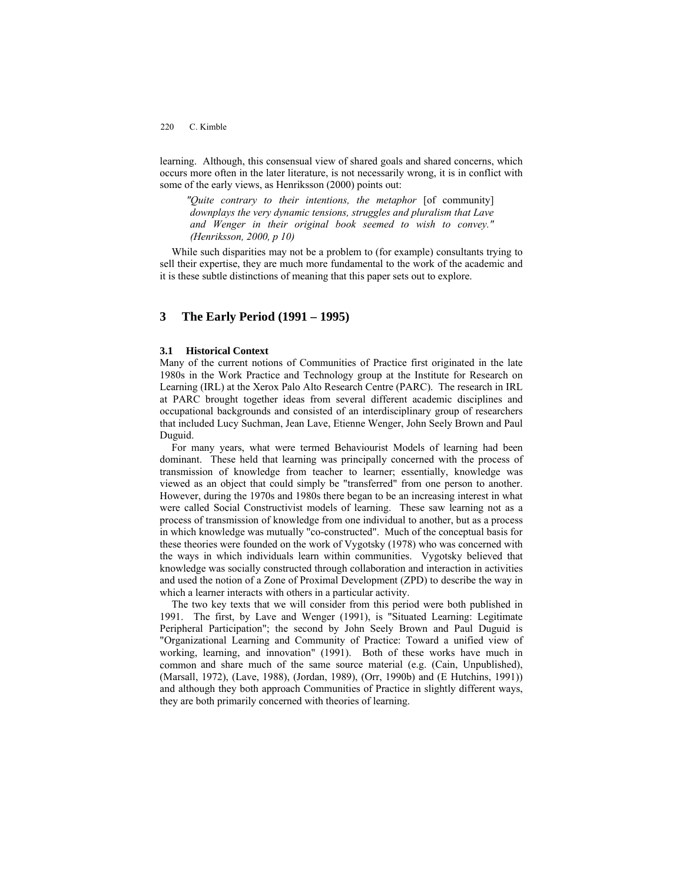learning. Although, this consensual view of shared goals and shared concerns, which occurs more often in the later literature, is not necessarily wrong, it is in conflict with some of the early views, as Henriksson (2000) points out:

> *"Quite contrary to their intentions, the metaphor* [of community] *downplays the very dynamic tensions, struggles and pluralism that Lave and Wenger in their original book seemed to wish to convey." (Henriksson, 2000, p 10)*

While such disparities may not be a problem to (for example) consultants trying to sell their expertise, they are much more fundamental to the work of the academic and it is these subtle distinctions of meaning that this paper sets out to explore.

## 3 The Early Period (1991 – 1995)

### 3.1 Historical Context

Many of the current notions of Communities of Practice first originated in the late 1980s in the Work Practice and Technology group at the Institute for Research on Learning (IRL) at the Xerox Palo Alto Research Centre (PARC). The research in IRL at PARC brought together ideas from several different academic disciplines and occupational backgrounds and consisted of an interdisciplinary group of researchers that included Lucy Suchman, Jean Lave, Etienne Wenger, John Seely Brown and Paul Duguid.

For many years, what were termed Behaviourist Models of learning had been dominant. These held that learning was principally concerned with the process of transmission of knowledge from teacher to learner; essentially, knowledge was viewed as an object that could simply be "transferred" from one person to another. However, during the 1970s and 1980s there began to be an increasing interest in what were called Social Constructivist models of learning. These saw learning not as a process of transmission of knowledge from one individual to another, but as a process in which knowledge was mutually "co-constructed". Much of the conceptual basis for these theories were founded on the work of Vygotsky (1978) who was concerned with the ways in which individuals learn within communities. Vygotsky believed that knowledge was socially constructed through collaboration and interaction in activities and used the notion of a Zone of Proximal Development (ZPD) to describe the way in which a learner interacts with others in a particular activity.

The two key texts that we will consider from this period were both published in 1991. The first, by Lave and Wenger (1991), is "Situated Learning: Legitimate Peripheral Participation"; the second by John Seely Brown and Paul Duguid is "Organizational Learning and Community of Practice: Toward a unified view of working, learning, and innovation" (1991). Both of these works have much in common and share much of the same source material (e.g. (Cain, Unpublished), (Marsall, 1972), (Lave, 1988), (Jordan, 1989), (Orr, 1990b) and (E Hutchins, 1991)) and although they both approach Communities of Practice in slightly different ways, they are both primarily concerned with theories of learning.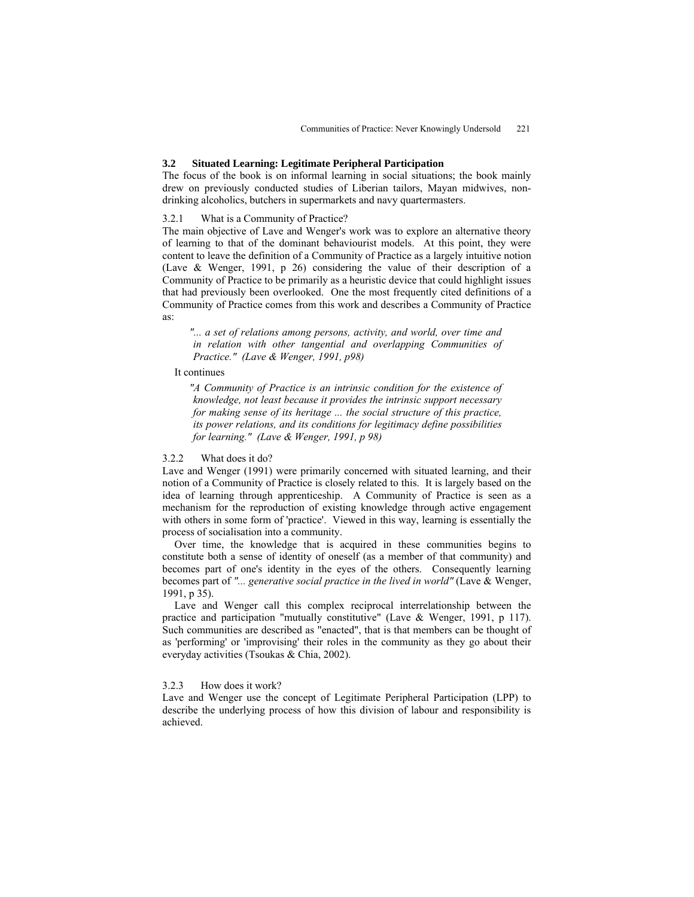### 3.2 Situated Learning: Legitimate Peripheral Participation

The focus of the book is on informal learning in social situations; the book mainly drew on previously conducted studies of Liberian tailors, Mayan midwives, non-drinking alcoholics, butchers in supermarkets and navy quartermasters.

#### 3.2.1 What is a Community of Practice?

The main objective of Lave and Wenger's work was to explore an alternative theory of learning to that of the dominant behaviourist models. At this point, they were content to leave the definition of a Community of Practice as a largely intuitive notion (Lave & Wenger, 1991, p 26) considering the value of their description of a Community of Practice to be primarily as a heuristic device that could highlight issues that had previously been overlooked. One the most frequently cited definitions of a Community of Practice comes from this work and describes a Community of Practice as:

> *"... a set of relations among persons, activity, and world, over time and in relation with other tangential and overlapping Communities of Practice." (Lave & Wenger, 1991, p98)*

It continues

> *"A Community of Practice is an intrinsic condition for the existence of knowledge, not least because it provides the intrinsic support necessary for making sense of its heritage ... the social structure of this practice, its power relations, and its conditions for legitimacy define possibilities for learning." (Lave & Wenger, 1991, p 98)*

#### 3.2.2 What does it do?

Lave and Wenger (1991) were primarily concerned with situated learning, and their notion of a Community of Practice is closely related to this. It is largely based on the idea of learning through apprenticeship. A Community of Practice is seen as a mechanism for the reproduction of existing knowledge through active engagement with others in some form of 'practice'. Viewed in this way, learning is essentially the process of socialisation into a community.

Over time, the knowledge that is acquired in these communities begins to constitute both a sense of identity of oneself (as a member of that community) and becomes part of one's identity in the eyes of the others. Consequently learning becomes part of *"... generative social practice in the lived in world"* (Lave & Wenger, 1991, p 35).

Lave and Wenger call this complex reciprocal interrelationship between the practice and participation "mutually constitutive" (Lave & Wenger, 1991, p 117). Such communities are described as "enacted", that is that members can be thought of as 'performing' or 'improvising' their roles in the community as they go about their everyday activities (Tsoukas & Chia, 2002).

#### 3.2.3 How does it work?

Lave and Wenger use the concept of Legitimate Peripheral Participation (LPP) to describe the underlying process of how this division of labour and responsibility is achieved.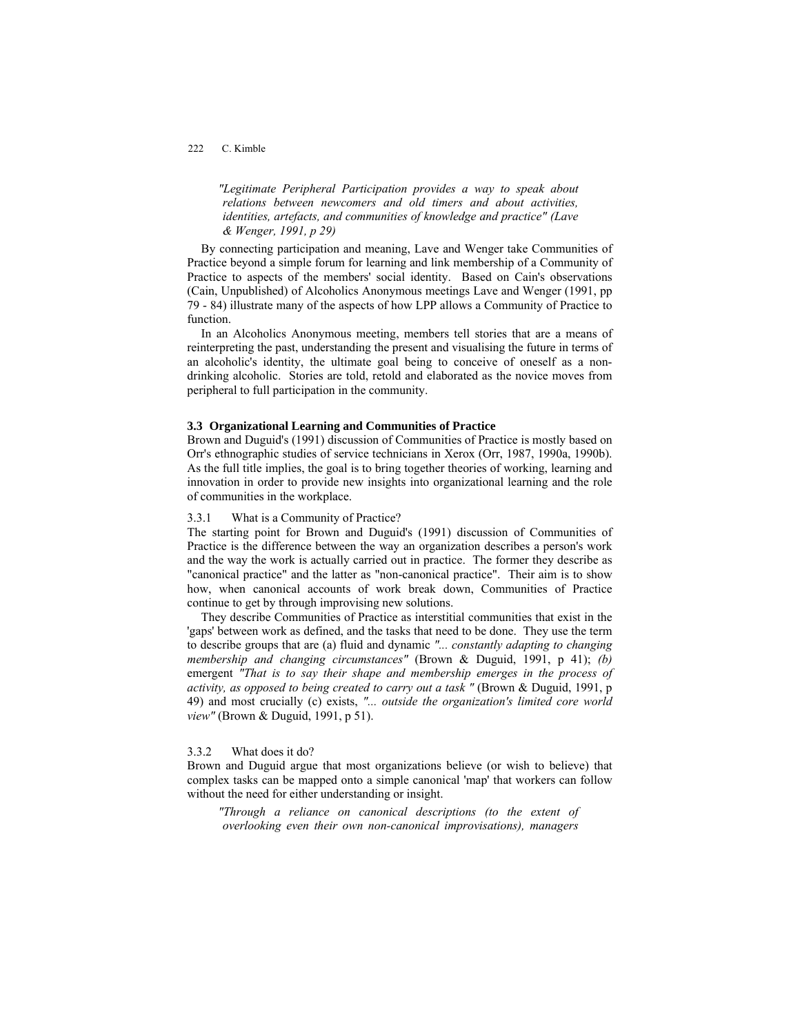> *"Legitimate Peripheral Participation provides a way to speak about relations between newcomers and old timers and about activities, identities, artefacts, and communities of knowledge and practice" (Lave & Wenger, 1991, p 29)*

By connecting participation and meaning, Lave and Wenger take Communities of Practice beyond a simple forum for learning and link membership of a Community of Practice to aspects of the members' social identity. Based on Cain's observations (Cain, Unpublished) of Alcoholics Anonymous meetings Lave and Wenger (1991, pp 79 - 84) illustrate many of the aspects of how LPP allows a Community of Practice to function.

In an Alcoholics Anonymous meeting, members tell stories that are a means of reinterpreting the past, understanding the present and visualising the future in terms of an alcoholic's identity, the ultimate goal being to conceive of oneself as a non-drinking alcoholic. Stories are told, retold and elaborated as the novice moves from peripheral to full participation in the community.

### 3.3 Organizational Learning and Communities of Practice

Brown and Duguid's (1991) discussion of Communities of Practice is mostly based on Orr's ethnographic studies of service technicians in Xerox (Orr, 1987, 1990a, 1990b). As the full title implies, the goal is to bring together theories of working, learning and innovation in order to provide new insights into organizational learning and the role of communities in the workplace.

#### 3.3.1 What is a Community of Practice?

The starting point for Brown and Duguid's (1991) discussion of Communities of Practice is the difference between the way an organization describes a person's work and the way the work is actually carried out in practice. The former they describe as "canonical practice" and the latter as "non-canonical practice". Their aim is to show how, when canonical accounts of work break down, Communities of Practice continue to get by through improvising new solutions.

They describe Communities of Practice as interstitial communities that exist in the 'gaps' between work as defined, and the tasks that need to be done. They use the term to describe groups that are (a) fluid and dynamic *"... constantly adapting to changing membership and changing circumstances"* (Brown & Duguid, 1991, p 41); *(b)* emergent *"That is to say their shape and membership emerges in the process of activity, as opposed to being created to carry out a task "* (Brown & Duguid, 1991, p 49) and most crucially (c) exists, *"... outside the organization's limited core world view"* (Brown & Duguid, 1991, p 51).

#### 3.3.2 What does it do?

Brown and Duguid argue that most organizations believe (or wish to believe) that complex tasks can be mapped onto a simple canonical 'map' that workers can follow without the need for either understanding or insight.

> *"Through a reliance on canonical descriptions (to the extent of overlooking even their own non-canonical improvisations), managers*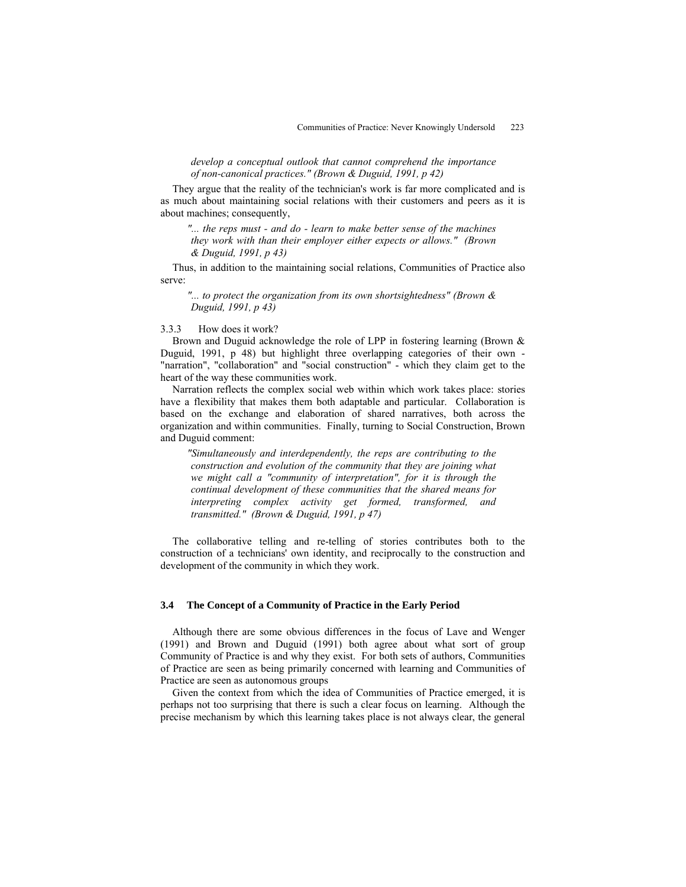*develop a conceptual outlook that cannot comprehend the importance of non-canonical practices." (Brown & Duguid, 1991, p 42)*

They argue that the reality of the technician's work is far more complicated and is as much about maintaining social relations with their customers and peers as it is about machines; consequently,

> *"... the reps must - and do - learn to make better sense of the machines they work with than their employer either expects or allows." (Brown & Duguid, 1991, p 43)*

Thus, in addition to the maintaining social relations, Communities of Practice also serve:

> *"... to protect the organization from its own shortsightedness" (Brown & Duguid, 1991, p 43)*

3.3.3 How does it work?

Brown and Duguid acknowledge the role of LPP in fostering learning (Brown & Duguid, 1991, p 48) but highlight three overlapping categories of their own - "narration", "collaboration" and "social construction" - which they claim get to the heart of the way these communities work.

Narration reflects the complex social web within which work takes place: stories have a flexibility that makes them both adaptable and particular. Collaboration is based on the exchange and elaboration of shared narratives, both across the organization and within communities. Finally, turning to Social Construction, Brown and Duguid comment:

> *"Simultaneously and interdependently, the reps are contributing to the construction and evolution of the community that they are joining what we might call a "community of interpretation", for it is through the continual development of these communities that the shared means for interpreting complex activity get formed, transformed, and transmitted." (Brown & Duguid, 1991, p 47)*

The collaborative telling and re-telling of stories contributes both to the construction of a technicians' own identity, and reciprocally to the construction and development of the community in which they work.

### 3.4 The Concept of a Community of Practice in the Early Period

Although there are some obvious differences in the focus of Lave and Wenger (1991) and Brown and Duguid (1991) both agree about what sort of group Community of Practice is and why they exist. For both sets of authors, Communities of Practice are seen as being primarily concerned with learning and Communities of Practice are seen as autonomous groups

Given the context from which the idea of Communities of Practice emerged, it is perhaps not too surprising that there is such a clear focus on learning. Although the precise mechanism by which this learning takes place is not always clear, the general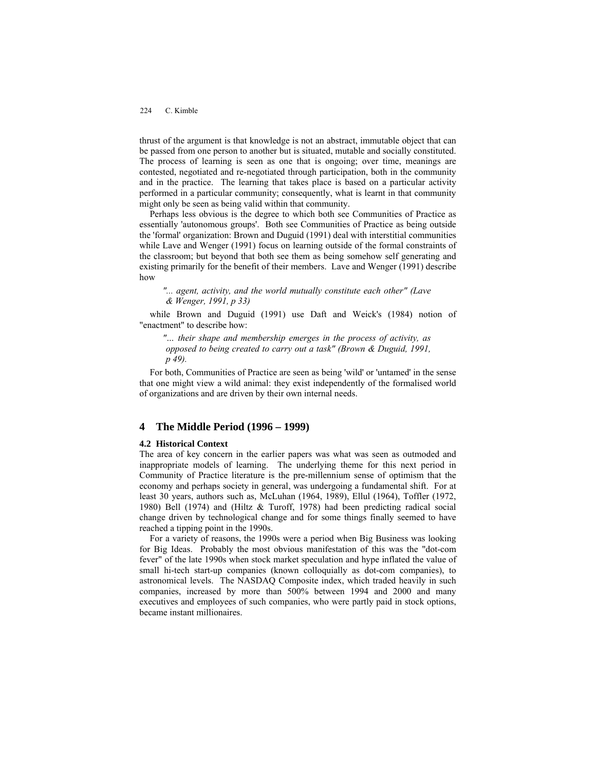thrust of the argument is that knowledge is not an abstract, immutable object that can be passed from one person to another but is situated, mutable and socially constituted. The process of learning is seen as one that is ongoing; over time, meanings are contested, negotiated and re-negotiated through participation, both in the community and in the practice. The learning that takes place is based on a particular activity performed in a particular community; consequently, what is learnt in that community might only be seen as being valid within that community.

Perhaps less obvious is the degree to which both see Communities of Practice as essentially 'autonomous groups'. Both see Communities of Practice as being outside the 'formal' organization: Brown and Duguid (1991) deal with interstitial communities while Lave and Wenger (1991) focus on learning outside of the formal constraints of the classroom; but beyond that both see them as being somehow self generating and existing primarily for the benefit of their members. Lave and Wenger (1991) describe how

> *"... agent, activity, and the world mutually constitute each other" (Lave & Wenger, 1991, p 33)*

while Brown and Duguid (1991) use Daft and Weick's (1984) notion of "enactment" to describe how:

> *"... their shape and membership emerges in the process of activity, as opposed to being created to carry out a task" (Brown & Duguid, 1991, p 49).*

For both, Communities of Practice are seen as being 'wild' or 'untamed' in the sense that one might view a wild animal: they exist independently of the formalised world of organizations and are driven by their own internal needs.

## 4 The Middle Period (1996 – 1999)

### 4.2 Historical Context

The area of key concern in the earlier papers was what was seen as outmoded and inappropriate models of learning. The underlying theme for this next period in Community of Practice literature is the pre-millennium sense of optimism that the economy and perhaps society in general, was undergoing a fundamental shift. For at least 30 years, authors such as, McLuhan (1964, 1989), Ellul (1964), Toffler (1972, 1980) Bell (1974) and (Hiltz & Turoff, 1978) had been predicting radical social change driven by technological change and for some things finally seemed to have reached a tipping point in the 1990s.

For a variety of reasons, the 1990s were a period when Big Business was looking for Big Ideas. Probably the most obvious manifestation of this was the "dot-com fever" of the late 1990s when stock market speculation and hype inflated the value of small hi-tech start-up companies (known colloquially as dot-com companies), to astronomical levels. The NASDAQ Composite index, which traded heavily in such companies, increased by more than 500% between 1994 and 2000 and many executives and employees of such companies, who were partly paid in stock options, became instant millionaires.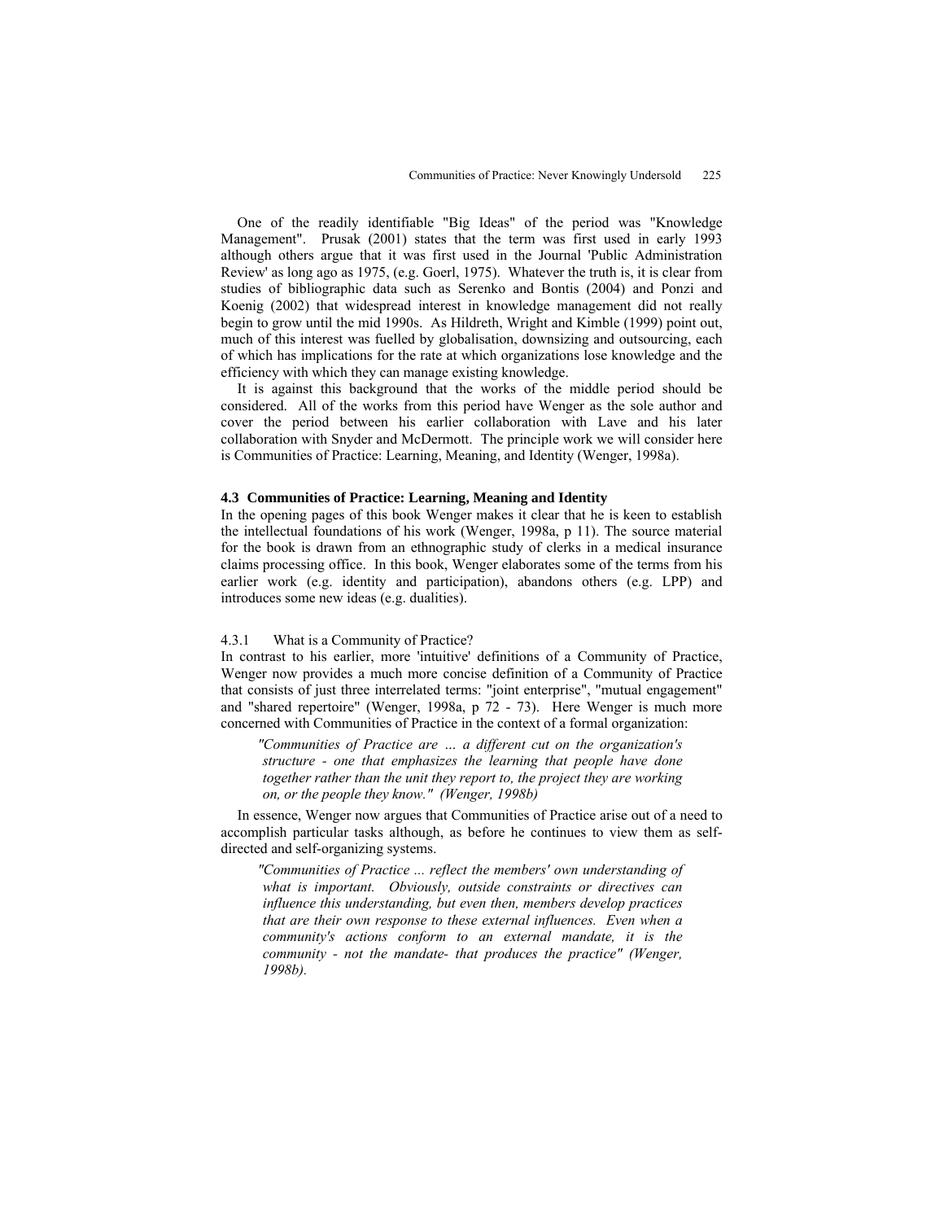One of the readily identifiable "Big Ideas" of the period was "Knowledge Management". Prusak (2001) states that the term was first used in early 1993 although others argue that it was first used in the Journal 'Public Administration Review' as long ago as 1975, (e.g. Goerl, 1975). Whatever the truth is, it is clear from studies of bibliographic data such as Serenko and Bontis (2004) and Ponzi and Koenig (2002) that widespread interest in knowledge management did not really begin to grow until the mid 1990s. As Hildreth, Wright and Kimble (1999) point out, much of this interest was fuelled by globalisation, downsizing and outsourcing, each of which has implications for the rate at which organizations lose knowledge and the efficiency with which they can manage existing knowledge.

It is against this background that the works of the middle period should be considered. All of the works from this period have Wenger as the sole author and cover the period between his earlier collaboration with Lave and his later collaboration with Snyder and McDermott. The principle work we will consider here is Communities of Practice: Learning, Meaning, and Identity (Wenger, 1998a).

### 4.3 Communities of Practice: Learning, Meaning and Identity

In the opening pages of this book Wenger makes it clear that he is keen to establish the intellectual foundations of his work (Wenger, 1998a, p 11). The source material for the book is drawn from an ethnographic study of clerks in a medical insurance claims processing office. In this book, Wenger elaborates some of the terms from his earlier work (e.g. identity and participation), abandons others (e.g. LPP) and introduces some new ideas (e.g. dualities).

#### 4.3.1 What is a Community of Practice?

In contrast to his earlier, more 'intuitive' definitions of a Community of Practice, Wenger now provides a much more concise definition of a Community of Practice that consists of just three interrelated terms: "joint enterprise", "mutual engagement" and "shared repertoire" (Wenger, 1998a, p 72 - 73). Here Wenger is much more concerned with Communities of Practice in the context of a formal organization:

> *"Communities of Practice are … a different cut on the organization's structure - one that emphasizes the learning that people have done together rather than the unit they report to, the project they are working on, or the people they know." (Wenger, 1998b)*

In essence, Wenger now argues that Communities of Practice arise out of a need to accomplish particular tasks although, as before he continues to view them as self-directed and self-organizing systems.

> *"Communities of Practice ... reflect the members' own understanding of what is important. Obviously, outside constraints or directives can influence this understanding, but even then, members develop practices that are their own response to these external influences. Even when a community's actions conform to an external mandate, it is the community - not the mandate- that produces the practice" (Wenger, 1998b).*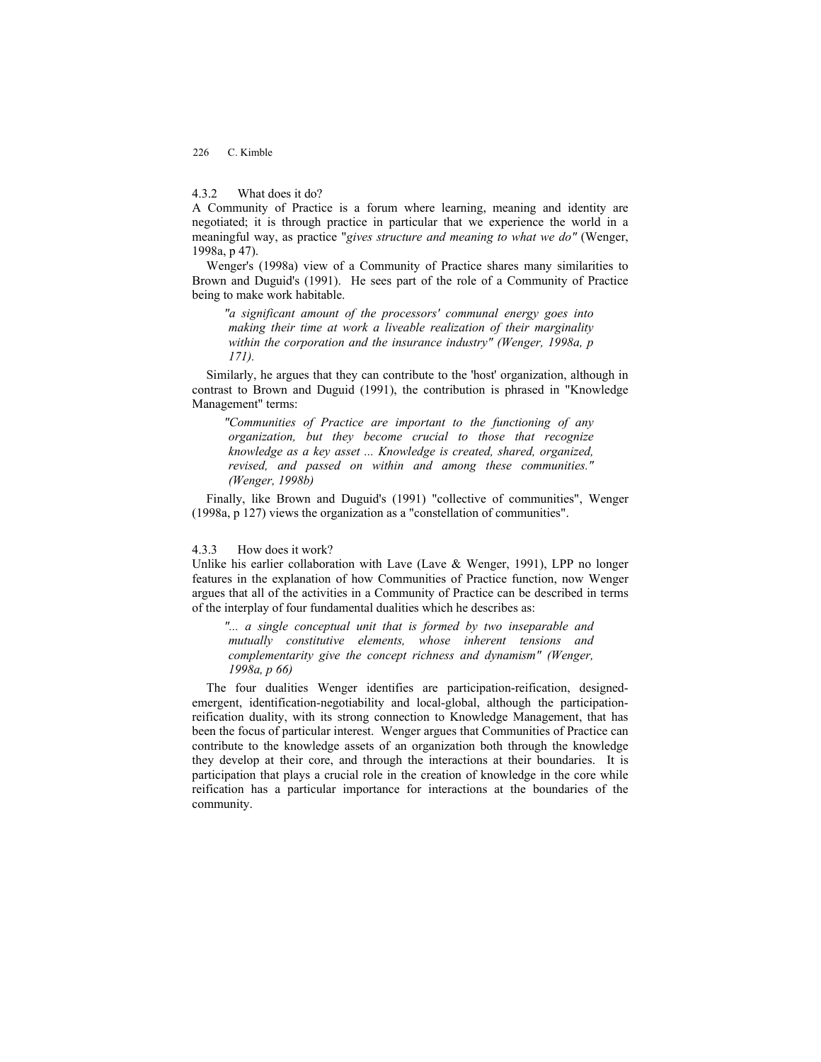#### 4.3.2 What does it do?

A Community of Practice is a forum where learning, meaning and identity are negotiated; it is through practice in particular that we experience the world in a meaningful way, as practice "*gives structure and meaning to what we do"* (Wenger, 1998a, p 47).

Wenger's (1998a) view of a Community of Practice shares many similarities to Brown and Duguid's (1991). He sees part of the role of a Community of Practice being to make work habitable.

> *"a significant amount of the processors' communal energy goes into making their time at work a liveable realization of their marginality within the corporation and the insurance industry" (Wenger, 1998a, p 171).*

Similarly, he argues that they can contribute to the 'host' organization, although in contrast to Brown and Duguid (1991), the contribution is phrased in "Knowledge Management" terms:

> *"Communities of Practice are important to the functioning of any organization, but they become crucial to those that recognize knowledge as a key asset ... Knowledge is created, shared, organized, revised, and passed on within and among these communities." (Wenger, 1998b)*

Finally, like Brown and Duguid's (1991) "collective of communities", Wenger (1998a, p 127) views the organization as a "constellation of communities".

#### 4.3.3 How does it work?

Unlike his earlier collaboration with Lave (Lave & Wenger, 1991), LPP no longer features in the explanation of how Communities of Practice function, now Wenger argues that all of the activities in a Community of Practice can be described in terms of the interplay of four fundamental dualities which he describes as:

> *"... a single conceptual unit that is formed by two inseparable and mutually constitutive elements, whose inherent tensions and complementarity give the concept richness and dynamism" (Wenger, 1998a, p 66)*

The four dualities Wenger identifies are participation-reification, designed-emergent, identification-negotiability and local-global, although the participation-reification duality, with its strong connection to Knowledge Management, that has been the focus of particular interest. Wenger argues that Communities of Practice can contribute to the knowledge assets of an organization both through the knowledge they develop at their core, and through the interactions at their boundaries. It is participation that plays a crucial role in the creation of knowledge in the core while reification has a particular importance for interactions at the boundaries of the community.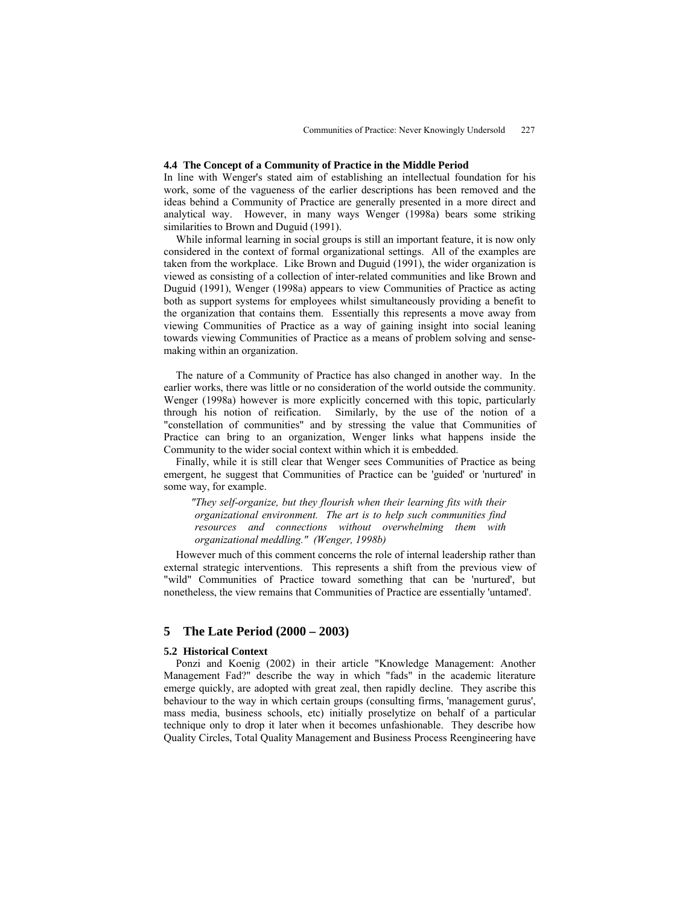### 4.4 The Concept of a Community of Practice in the Middle Period

In line with Wenger's stated aim of establishing an intellectual foundation for his work, some of the vagueness of the earlier descriptions has been removed and the ideas behind a Community of Practice are generally presented in a more direct and analytical way. However, in many ways Wenger (1998a) bears some striking similarities to Brown and Duguid (1991).

While informal learning in social groups is still an important feature, it is now only considered in the context of formal organizational settings. All of the examples are taken from the workplace. Like Brown and Duguid (1991), the wider organization is viewed as consisting of a collection of inter-related communities and like Brown and Duguid (1991), Wenger (1998a) appears to view Communities of Practice as acting both as support systems for employees whilst simultaneously providing a benefit to the organization that contains them. Essentially this represents a move away from viewing Communities of Practice as a way of gaining insight into social leaning towards viewing Communities of Practice as a means of problem solving and sense-making within an organization.

The nature of a Community of Practice has also changed in another way. In the earlier works, there was little or no consideration of the world outside the community. Wenger (1998a) however is more explicitly concerned with this topic, particularly through his notion of reification. Similarly, by the use of the notion of a "constellation of communities" and by stressing the value that Communities of Practice can bring to an organization, Wenger links what happens inside the Community to the wider social context within which it is embedded.

Finally, while it is still clear that Wenger sees Communities of Practice as being emergent, he suggest that Communities of Practice can be 'guided' or 'nurtured' in some way, for example.

> *"They self-organize, but they flourish when their learning fits with their organizational environment. The art is to help such communities find resources and connections without overwhelming them with organizational meddling." (Wenger, 1998b)*

However much of this comment concerns the role of internal leadership rather than external strategic interventions. This represents a shift from the previous view of "wild" Communities of Practice toward something that can be 'nurtured', but nonetheless, the view remains that Communities of Practice are essentially 'untamed'.

## 5 The Late Period (2000 – 2003)

### 5.2 Historical Context

Ponzi and Koenig (2002) in their article "Knowledge Management: Another Management Fad?" describe the way in which "fads" in the academic literature emerge quickly, are adopted with great zeal, then rapidly decline. They ascribe this behaviour to the way in which certain groups (consulting firms, 'management gurus', mass media, business schools, etc) initially proselytize on behalf of a particular technique only to drop it later when it becomes unfashionable. They describe how Quality Circles, Total Quality Management and Business Process Reengineering have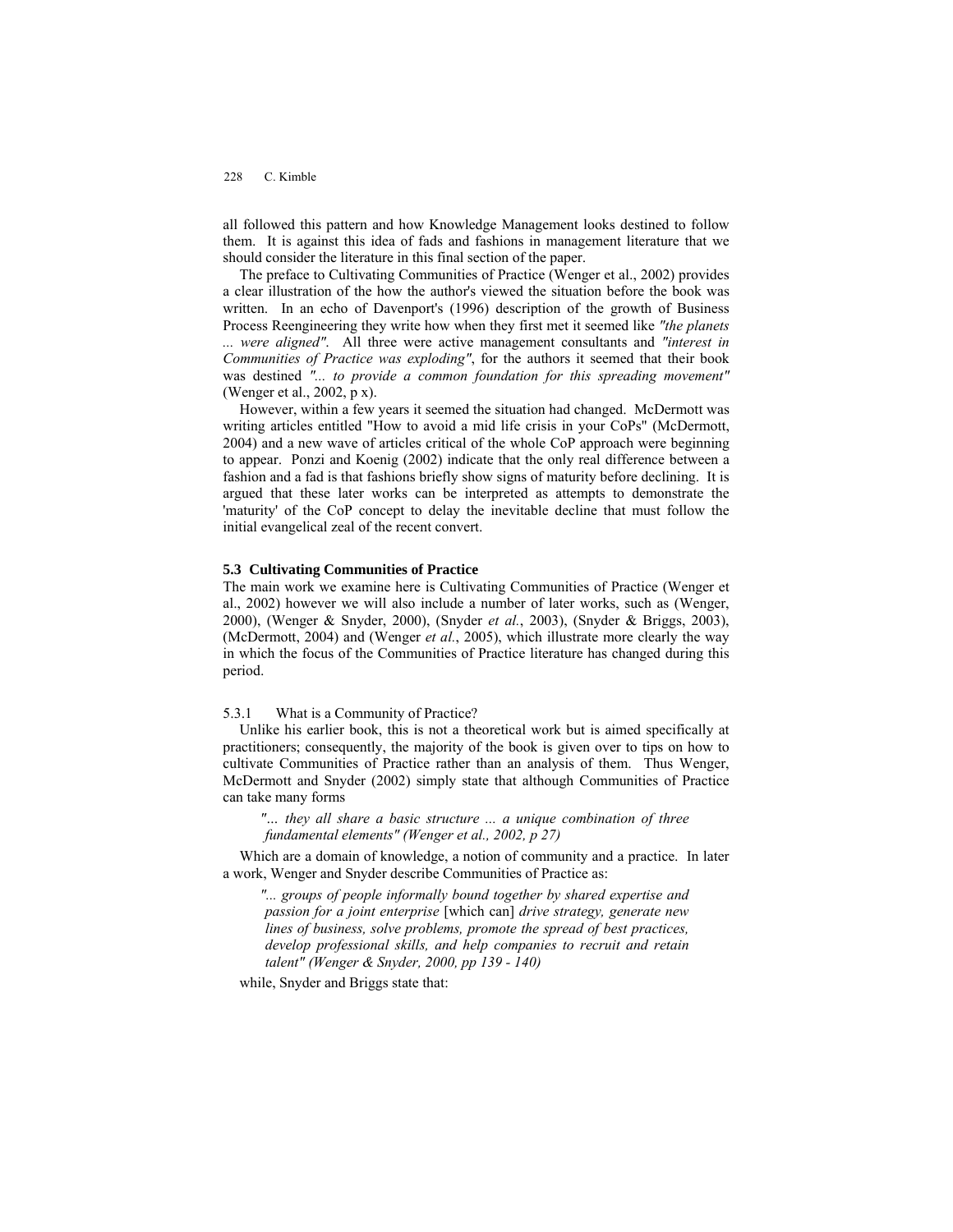all followed this pattern and how Knowledge Management looks destined to follow them. It is against this idea of fads and fashions in management literature that we should consider the literature in this final section of the paper.

The preface to Cultivating Communities of Practice (Wenger et al., 2002) provides a clear illustration of the how the author's viewed the situation before the book was written. In an echo of Davenport's (1996) description of the growth of Business Process Reengineering they write how when they first met it seemed like *"the planets ... were aligned"*. All three were active management consultants and *"interest in Communities of Practice was exploding"*, for the authors it seemed that their book was destined *"... to provide a common foundation for this spreading movement"* (Wenger et al., 2002, p x).

However, within a few years it seemed the situation had changed. McDermott was writing articles entitled "How to avoid a mid life crisis in your CoPs" (McDermott, 2004) and a new wave of articles critical of the whole CoP approach were beginning to appear. Ponzi and Koenig (2002) indicate that the only real difference between a fashion and a fad is that fashions briefly show signs of maturity before declining. It is argued that these later works can be interpreted as attempts to demonstrate the 'maturity' of the CoP concept to delay the inevitable decline that must follow the initial evangelical zeal of the recent convert.

### 5.3 Cultivating Communities of Practice

The main work we examine here is Cultivating Communities of Practice (Wenger et al., 2002) however we will also include a number of later works, such as (Wenger, 2000), (Wenger & Snyder, 2000), (Snyder *et al.*, 2003), (Snyder & Briggs, 2003), (McDermott, 2004) and (Wenger *et al.*, 2005), which illustrate more clearly the way in which the focus of the Communities of Practice literature has changed during this period.

#### 5.3.1 What is a Community of Practice?

Unlike his earlier book, this is not a theoretical work but is aimed specifically at practitioners; consequently, the majority of the book is given over to tips on how to cultivate Communities of Practice rather than an analysis of them. Thus Wenger, McDermott and Snyder (2002) simply state that although Communities of Practice can take many forms

> *"... they all share a basic structure ... a unique combination of three fundamental elements" (Wenger et al., 2002, p 27)*

Which are a domain of knowledge, a notion of community and a practice. In later a work, Wenger and Snyder describe Communities of Practice as:

> *"... groups of people informally bound together by shared expertise and passion for a joint enterprise* [which can] *drive strategy, generate new lines of business, solve problems, promote the spread of best practices, develop professional skills, and help companies to recruit and retain talent" (Wenger & Snyder, 2000, pp 139 - 140)*

while, Snyder and Briggs state that: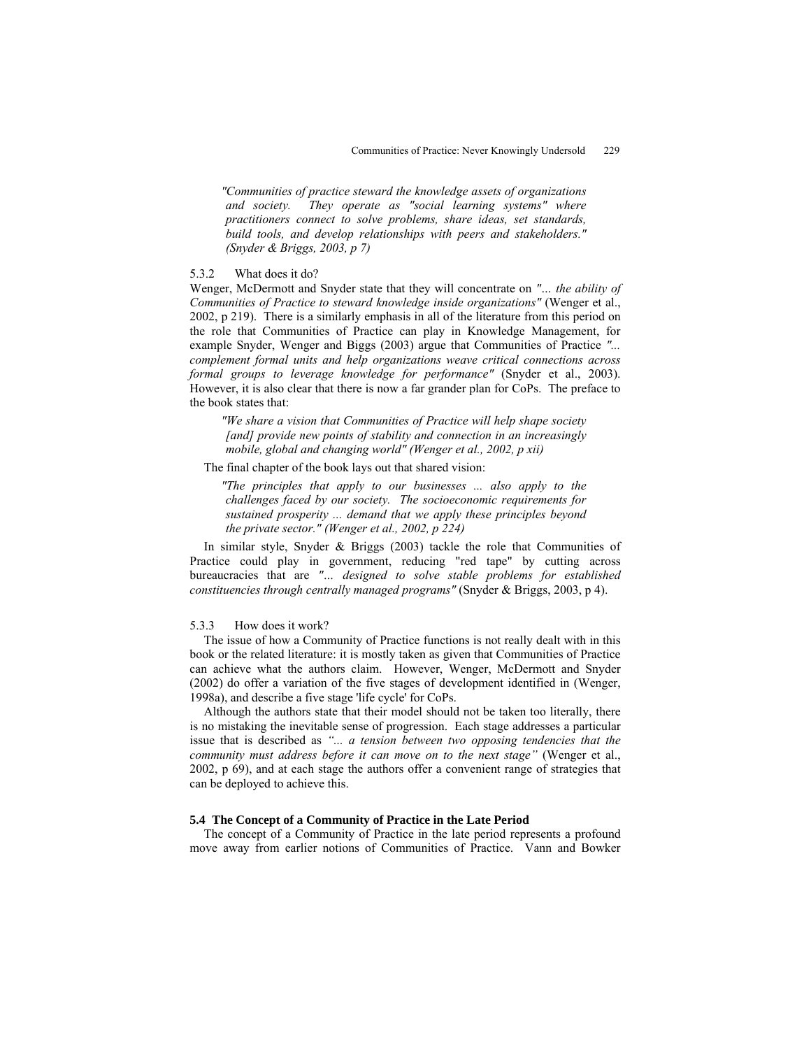*"Communities of practice steward the knowledge assets of organizations and society. They operate as "social learning systems" where practitioners connect to solve problems, share ideas, set standards, build tools, and develop relationships with peers and stakeholders." (Snyder & Briggs, 2003, p 7)*

### 5.3.2 What does it do?

Wenger, McDermott and Snyder state that they will concentrate on *"... the ability of Communities of Practice to steward knowledge inside organizations"* (Wenger et al., 2002, p 219). There is a similarly emphasis in all of the literature from this period on the role that Communities of Practice can play in Knowledge Management, for example Snyder, Wenger and Biggs (2003) argue that Communities of Practice *"... complement formal units and help organizations weave critical connections across formal groups to leverage knowledge for performance"* (Snyder et al., 2003). However, it is also clear that there is now a far grander plan for CoPs. The preface to the book states that:

*"We share a vision that Communities of Practice will help shape society [and] provide new points of stability and connection in an increasingly mobile, global and changing world" (Wenger et al., 2002, p xii)*

The final chapter of the book lays out that shared vision:

*"The principles that apply to our businesses ... also apply to the challenges faced by our society. The socioeconomic requirements for sustained prosperity ... demand that we apply these principles beyond the private sector." (Wenger et al., 2002, p 224)*

In similar style, Snyder & Briggs (2003) tackle the role that Communities of Practice could play in government, reducing "red tape" by cutting across bureaucracies that are *"... designed to solve stable problems for established constituencies through centrally managed programs"* (Snyder & Briggs, 2003, p 4).

### 5.3.3 How does it work?

The issue of how a Community of Practice functions is not really dealt with in this book or the related literature: it is mostly taken as given that Communities of Practice can achieve what the authors claim. However, Wenger, McDermott and Snyder (2002) do offer a variation of the five stages of development identified in (Wenger, 1998a), and describe a five stage 'life cycle' for CoPs.

Although the authors state that their model should not be taken too literally, there is no mistaking the inevitable sense of progression. Each stage addresses a particular issue that is described as *"... a tension between two opposing tendencies that the community must address before it can move on to the next stage"* (Wenger et al., 2002, p 69), and at each stage the authors offer a convenient range of strategies that can be deployed to achieve this.

## 5.4 The Concept of a Community of Practice in the Late Period

The concept of a Community of Practice in the late period represents a profound move away from earlier notions of Communities of Practice. Vann and Bowker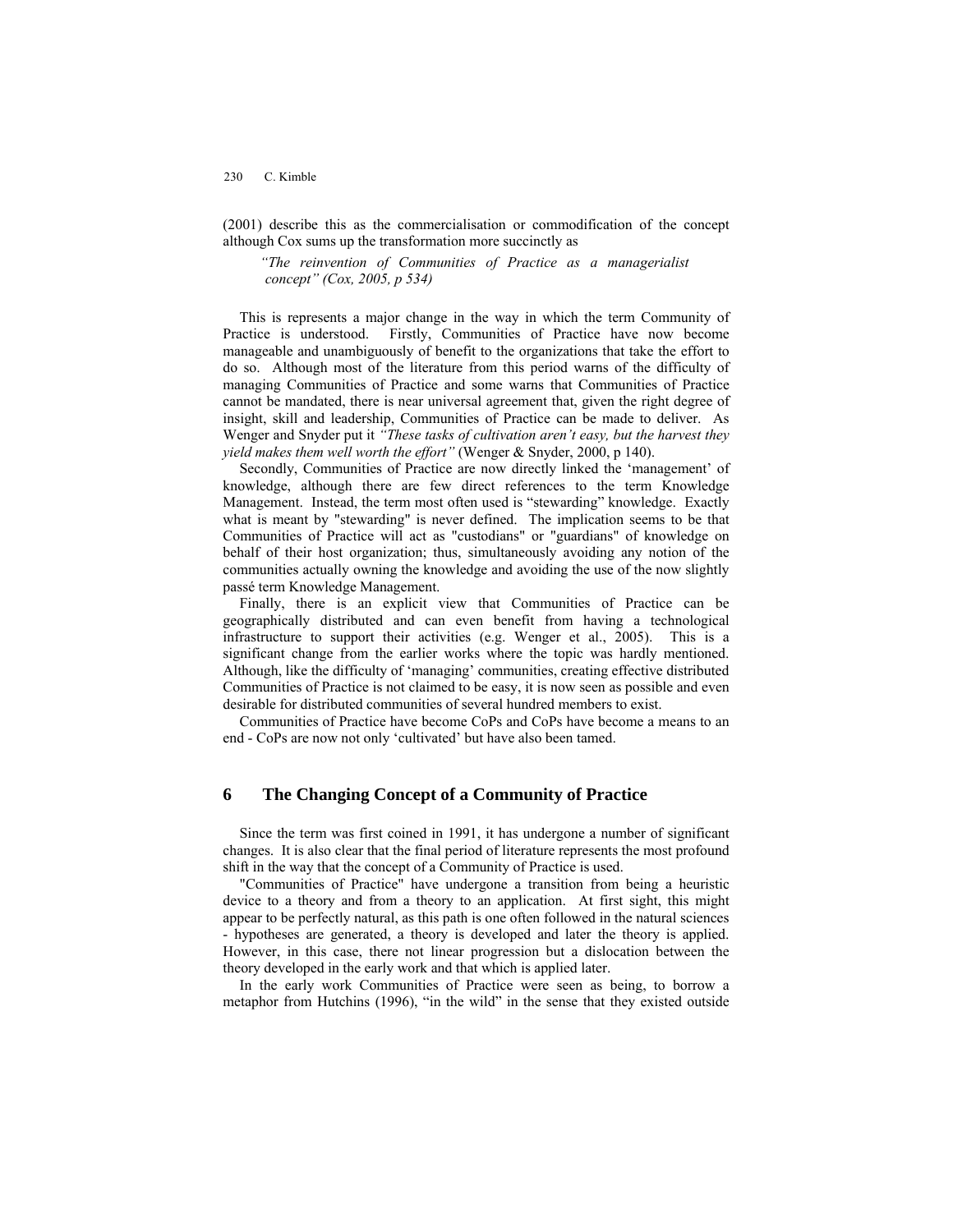(2001) describe this as the commercialisation or commodification of the concept although Cox sums up the transformation more succinctly as

> *"The reinvention of Communities of Practice as a managerialist concept" (Cox, 2005, p 534)*

This is represents a major change in the way in which the term Community of Practice is understood. Firstly, Communities of Practice have now become manageable and unambiguously of benefit to the organizations that take the effort to do so. Although most of the literature from this period warns of the difficulty of managing Communities of Practice and some warns that Communities of Practice cannot be mandated, there is near universal agreement that, given the right degree of insight, skill and leadership, Communities of Practice can be made to deliver. As Wenger and Snyder put it *"These tasks of cultivation aren't easy, but the harvest they yield makes them well worth the effort"* (Wenger & Snyder, 2000, p 140).

Secondly, Communities of Practice are now directly linked the 'management' of knowledge, although there are few direct references to the term Knowledge Management. Instead, the term most often used is "stewarding" knowledge. Exactly what is meant by "stewarding" is never defined. The implication seems to be that Communities of Practice will act as "custodians" or "guardians" of knowledge on behalf of their host organization; thus, simultaneously avoiding any notion of the communities actually owning the knowledge and avoiding the use of the now slightly passé term Knowledge Management.

Finally, there is an explicit view that Communities of Practice can be geographically distributed and can even benefit from having a technological infrastructure to support their activities (e.g. Wenger et al., 2005). This is a significant change from the earlier works where the topic was hardly mentioned. Although, like the difficulty of 'managing' communities, creating effective distributed Communities of Practice is not claimed to be easy, it is now seen as possible and even desirable for distributed communities of several hundred members to exist.

Communities of Practice have become CoPs and CoPs have become a means to an end - CoPs are now not only 'cultivated' but have also been tamed.

## 6 The Changing Concept of a Community of Practice

Since the term was first coined in 1991, it has undergone a number of significant changes. It is also clear that the final period of literature represents the most profound shift in the way that the concept of a Community of Practice is used.

"Communities of Practice" have undergone a transition from being a heuristic device to a theory and from a theory to an application. At first sight, this might appear to be perfectly natural, as this path is one often followed in the natural sciences - hypotheses are generated, a theory is developed and later the theory is applied. However, in this case, there not linear progression but a dislocation between the theory developed in the early work and that which is applied later.

In the early work Communities of Practice were seen as being, to borrow a metaphor from Hutchins (1996), "in the wild" in the sense that they existed outside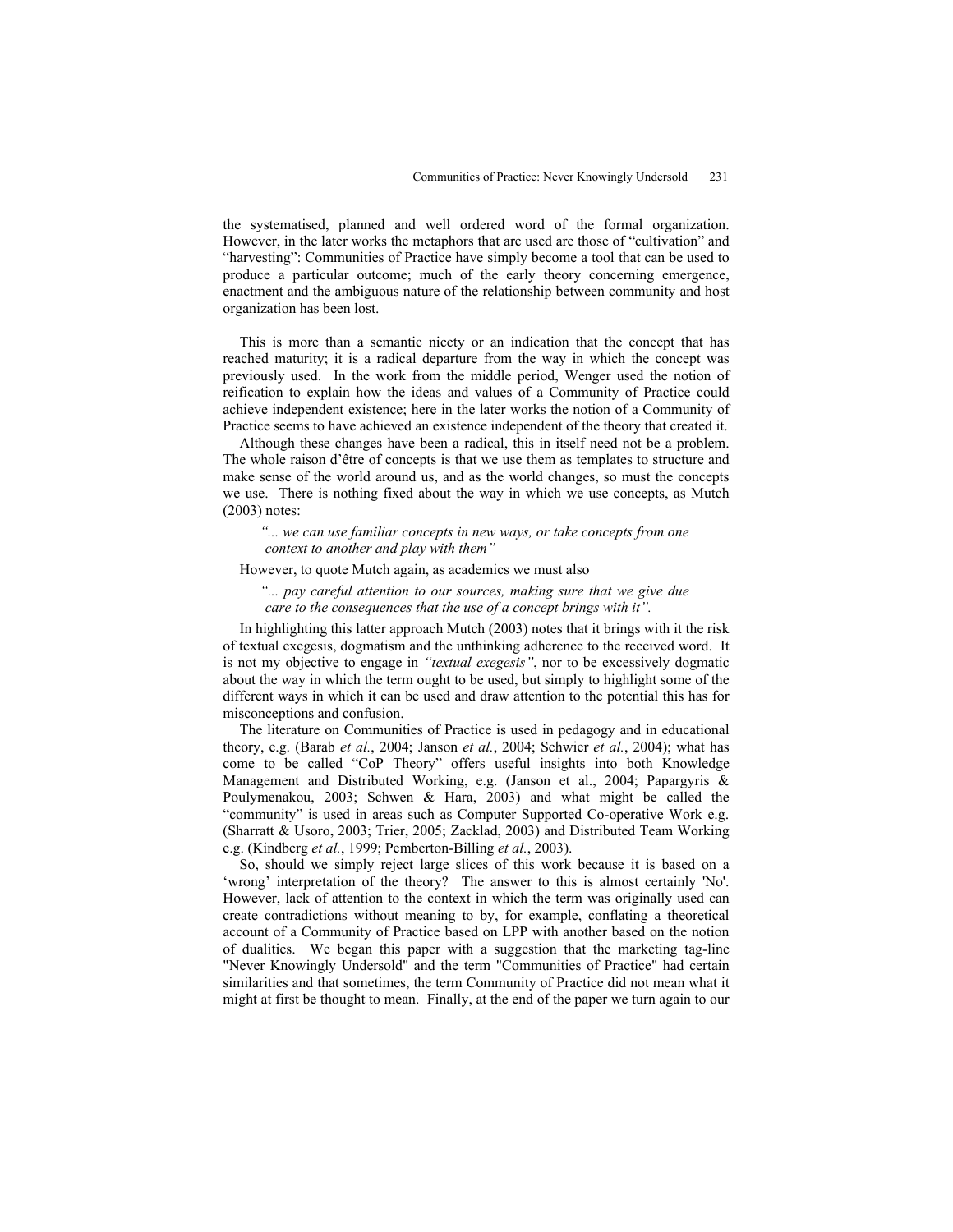the systematised, planned and well ordered word of the formal organization. However, in the later works the metaphors that are used are those of "cultivation" and "harvesting": Communities of Practice have simply become a tool that can be used to produce a particular outcome; much of the early theory concerning emergence, enactment and the ambiguous nature of the relationship between community and host organization has been lost.

This is more than a semantic nicety or an indication that the concept that has reached maturity; it is a radical departure from the way in which the concept was previously used. In the work from the middle period, Wenger used the notion of reification to explain how the ideas and values of a Community of Practice could achieve independent existence; here in the later works the notion of a Community of Practice seems to have achieved an existence independent of the theory that created it.

Although these changes have been a radical, this in itself need not be a problem. The whole raison d'être of concepts is that we use them as templates to structure and make sense of the world around us, and as the world changes, so must the concepts we use. There is nothing fixed about the way in which we use concepts, as Mutch (2003) notes:

> *"... we can use familiar concepts in new ways, or take concepts from one context to another and play with them"*

However, to quote Mutch again, as academics we must also

> *"... pay careful attention to our sources, making sure that we give due care to the consequences that the use of a concept brings with it".*

In highlighting this latter approach Mutch (2003) notes that it brings with it the risk of textual exegesis, dogmatism and the unthinking adherence to the received word. It is not my objective to engage in *"textual exegesis"*, nor to be excessively dogmatic about the way in which the term ought to be used, but simply to highlight some of the different ways in which it can be used and draw attention to the potential this has for misconceptions and confusion.

The literature on Communities of Practice is used in pedagogy and in educational theory, e.g. (Barab *et al.*, 2004; Janson *et al.*, 2004; Schwier *et al.*, 2004); what has come to be called "CoP Theory" offers useful insights into both Knowledge Management and Distributed Working, e.g. (Janson et al., 2004; Papargyris & Poulymenakou, 2003; Schwen & Hara, 2003) and what might be called the "community" is used in areas such as Computer Supported Co-operative Work e.g. (Sharratt & Usoro, 2003; Trier, 2005; Zacklad, 2003) and Distributed Team Working e.g. (Kindberg *et al.*, 1999; Pemberton-Billing *et al.*, 2003).

So, should we simply reject large slices of this work because it is based on a 'wrong' interpretation of the theory? The answer to this is almost certainly 'No'. However, lack of attention to the context in which the term was originally used can create contradictions without meaning to by, for example, conflating a theoretical account of a Community of Practice based on LPP with another based on the notion of dualities. We began this paper with a suggestion that the marketing tag-line "Never Knowingly Undersold" and the term "Communities of Practice" had certain similarities and that sometimes, the term Community of Practice did not mean what it might at first be thought to mean. Finally, at the end of the paper we turn again to our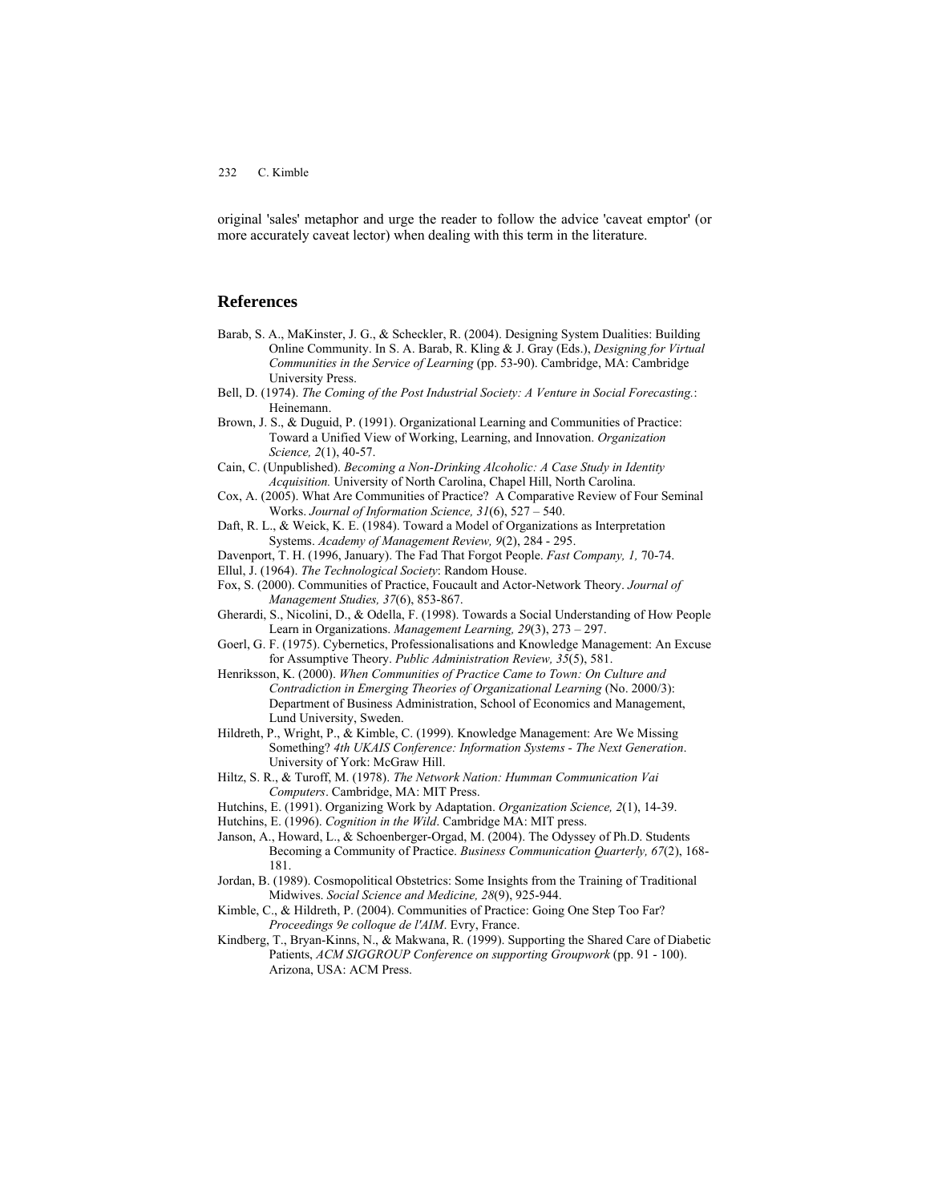original 'sales' metaphor and urge the reader to follow the advice 'caveat emptor' (or more accurately caveat lector) when dealing with this term in the literature.

## References

Barab, S. A., MaKinster, J. G., & Scheckler, R. (2004). Designing System Dualities: Building Online Community. In S. A. Barab, R. Kling & J. Gray (Eds.), *Designing for Virtual Communities in the Service of Learning* (pp. 53-90). Cambridge, MA: Cambridge University Press.

Bell, D. (1974). *The Coming of the Post Industrial Society: A Venture in Social Forecasting.*: Heinemann.

Brown, J. S., & Duguid, P. (1991). Organizational Learning and Communities of Practice: Toward a Unified View of Working, Learning, and Innovation. *Organization Science, 2*(1), 40-57.

Cain, C. (Unpublished). *Becoming a Non-Drinking Alcoholic: A Case Study in Identity Acquisition.* University of North Carolina, Chapel Hill, North Carolina.

Cox, A. (2005). What Are Communities of Practice? A Comparative Review of Four Seminal Works. *Journal of Information Science, 31*(6), 527 – 540.

Daft, R. L., & Weick, K. E. (1984). Toward a Model of Organizations as Interpretation Systems. *Academy of Management Review, 9*(2), 284 - 295.

Davenport, T. H. (1996, January). The Fad That Forgot People. *Fast Company, 1,* 70-74.

Ellul, J. (1964). *The Technological Society*: Random House.

Fox, S. (2000). Communities of Practice, Foucault and Actor-Network Theory. *Journal of Management Studies, 37*(6), 853-867.

Gherardi, S., Nicolini, D., & Odella, F. (1998). Towards a Social Understanding of How People Learn in Organizations. *Management Learning, 29*(3), 273 – 297.

Goerl, G. F. (1975). Cybernetics, Professionalisations and Knowledge Management: An Excuse for Assumptive Theory. *Public Administration Review, 35*(5), 581.

Henriksson, K. (2000). *When Communities of Practice Came to Town: On Culture and Contradiction in Emerging Theories of Organizational Learning* (No. 2000/3): Department of Business Administration, School of Economics and Management, Lund University, Sweden.

Hildreth, P., Wright, P., & Kimble, C. (1999). Knowledge Management: Are We Missing Something? *4th UKAIS Conference: Information Systems - The Next Generation*. University of York: McGraw Hill.

Hiltz, S. R., & Turoff, M. (1978). *The Network Nation: Humman Communication Vai Computers*. Cambridge, MA: MIT Press.

Hutchins, E. (1991). Organizing Work by Adaptation. *Organization Science, 2*(1), 14-39.

Hutchins, E. (1996). *Cognition in the Wild*. Cambridge MA: MIT press.

Janson, A., Howard, L., & Schoenberger-Orgad, M. (2004). The Odyssey of Ph.D. Students Becoming a Community of Practice. *Business Communication Quarterly, 67*(2), 168-181.

Jordan, B. (1989). Cosmopolitical Obstetrics: Some Insights from the Training of Traditional Midwives. *Social Science and Medicine, 28*(9), 925-944.

Kimble, C., & Hildreth, P. (2004). Communities of Practice: Going One Step Too Far? *Proceedings 9e colloque de l'AIM*. Evry, France.

Kindberg, T., Bryan-Kinns, N., & Makwana, R. (1999). Supporting the Shared Care of Diabetic Patients, *ACM SIGGROUP Conference on supporting Groupwork* (pp. 91 - 100). Arizona, USA: ACM Press.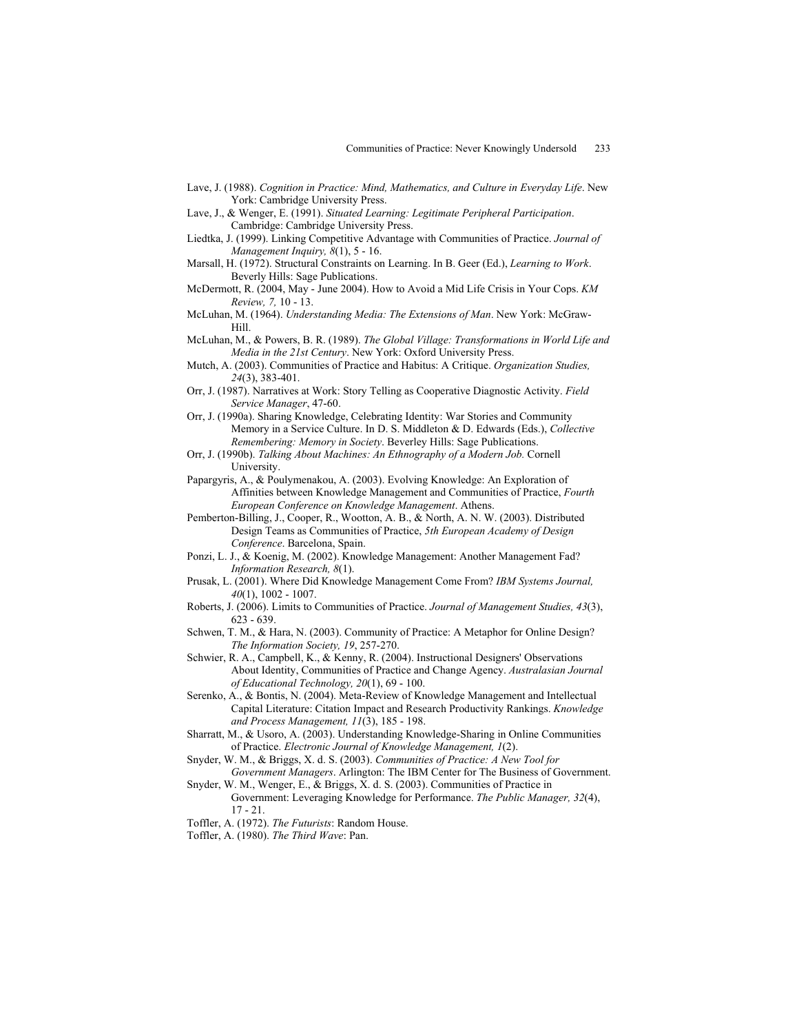Lave, J. (1988). *Cognition in Practice: Mind, Mathematics, and Culture in Everyday Life*. New York: Cambridge University Press.

Lave, J., & Wenger, E. (1991). *Situated Learning: Legitimate Peripheral Participation*. Cambridge: Cambridge University Press.

Liedtka, J. (1999). Linking Competitive Advantage with Communities of Practice. *Journal of Management Inquiry, 8*(1), 5 - 16.

Marsall, H. (1972). Structural Constraints on Learning. In B. Geer (Ed.), *Learning to Work*. Beverly Hills: Sage Publications.

McDermott, R. (2004, May - June 2004). How to Avoid a Mid Life Crisis in Your Cops. *KM Review, 7,* 10 - 13.

McLuhan, M. (1964). *Understanding Media: The Extensions of Man*. New York: McGraw-Hill.

McLuhan, M., & Powers, B. R. (1989). *The Global Village: Transformations in World Life and Media in the 21st Century*. New York: Oxford University Press.

Mutch, A. (2003). Communities of Practice and Habitus: A Critique. *Organization Studies, 24*(3), 383-401.

Orr, J. (1987). Narratives at Work: Story Telling as Cooperative Diagnostic Activity. *Field Service Manager*, 47-60.

Orr, J. (1990a). Sharing Knowledge, Celebrating Identity: War Stories and Community Memory in a Service Culture. In D. S. Middleton & D. Edwards (Eds.), *Collective Remembering: Memory in Society*. Beverley Hills: Sage Publications.

Orr, J. (1990b). *Talking About Machines: An Ethnography of a Modern Job.* Cornell University.

Papargyris, A., & Poulymenakou, A. (2003). Evolving Knowledge: An Exploration of Affinities between Knowledge Management and Communities of Practice, *Fourth European Conference on Knowledge Management*. Athens.

Pemberton-Billing, J., Cooper, R., Wootton, A. B., & North, A. N. W. (2003). Distributed Design Teams as Communities of Practice, *5th European Academy of Design Conference*. Barcelona, Spain.

Ponzi, L. J., & Koenig, M. (2002). Knowledge Management: Another Management Fad? *Information Research, 8*(1).

Prusak, L. (2001). Where Did Knowledge Management Come From? *IBM Systems Journal, 40*(1), 1002 - 1007.

Roberts, J. (2006). Limits to Communities of Practice. *Journal of Management Studies, 43*(3), 623 - 639.

Schwen, T. M., & Hara, N. (2003). Community of Practice: A Metaphor for Online Design? *The Information Society, 19*, 257-270.

Schwier, R. A., Campbell, K., & Kenny, R. (2004). Instructional Designers' Observations About Identity, Communities of Practice and Change Agency. *Australasian Journal of Educational Technology, 20*(1), 69 - 100.

Serenko, A., & Bontis, N. (2004). Meta-Review of Knowledge Management and Intellectual Capital Literature: Citation Impact and Research Productivity Rankings. *Knowledge and Process Management, 11*(3), 185 - 198.

Sharratt, M., & Usoro, A. (2003). Understanding Knowledge-Sharing in Online Communities of Practice. *Electronic Journal of Knowledge Management, 1*(2).

Snyder, W. M., & Briggs, X. d. S. (2003). *Communities of Practice: A New Tool for Government Managers*. Arlington: The IBM Center for The Business of Government.

Snyder, W. M., Wenger, E., & Briggs, X. d. S. (2003). Communities of Practice in Government: Leveraging Knowledge for Performance. *The Public Manager, 32*(4), 17 - 21.

Toffler, A. (1972). *The Futurists*: Random House.

Toffler, A. (1980). *The Third Wave*: Pan.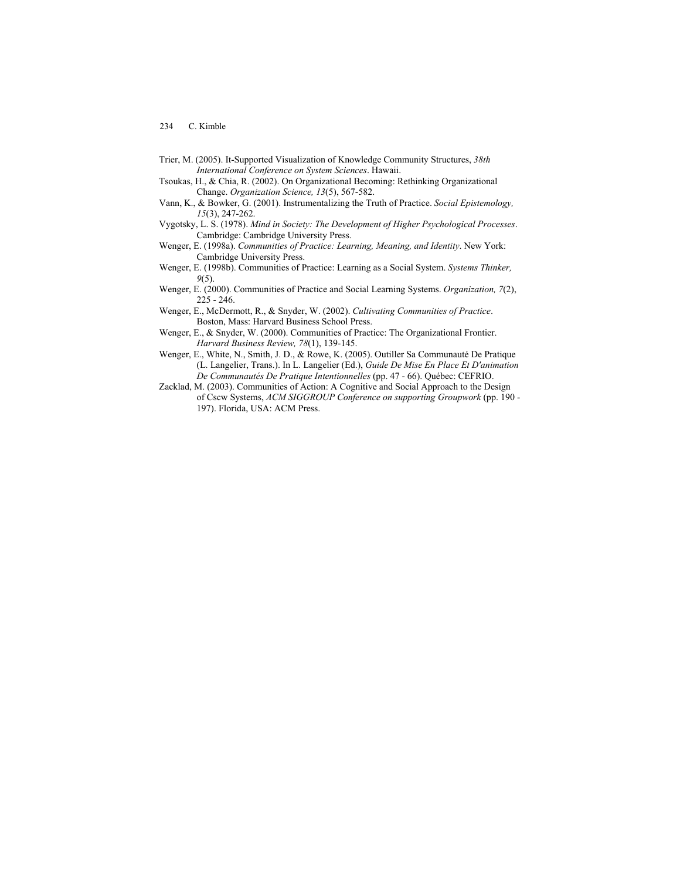Trier, M. (2005). It-Supported Visualization of Knowledge Community Structures, *38th International Conference on System Sciences*. Hawaii.

Tsoukas, H., & Chia, R. (2002). On Organizational Becoming: Rethinking Organizational Change. *Organization Science, 13*(5), 567-582.

Vann, K., & Bowker, G. (2001). Instrumentalizing the Truth of Practice. *Social Epistemology, 15*(3), 247-262.

Vygotsky, L. S. (1978). *Mind in Society: The Development of Higher Psychological Processes*. Cambridge: Cambridge University Press.

Wenger, E. (1998a). *Communities of Practice: Learning, Meaning, and Identity*. New York: Cambridge University Press.

Wenger, E. (1998b). Communities of Practice: Learning as a Social System. *Systems Thinker, 9*(5).

Wenger, E. (2000). Communities of Practice and Social Learning Systems. *Organization, 7*(2), 225 - 246.

Wenger, E., McDermott, R., & Snyder, W. (2002). *Cultivating Communities of Practice*. Boston, Mass: Harvard Business School Press.

Wenger, E., & Snyder, W. (2000). Communities of Practice: The Organizational Frontier. *Harvard Business Review, 78*(1), 139-145.

Wenger, E., White, N., Smith, J. D., & Rowe, K. (2005). Outiller Sa Communauté De Pratique (L. Langelier, Trans.). In L. Langelier (Ed.), *Guide De Mise En Place Et D'animation De Communautés De Pratique Intentionnelles* (pp. 47 - 66). Québec: CEFRIO.

Zacklad, M. (2003). Communities of Action: A Cognitive and Social Approach to the Design of Cscw Systems, *ACM SIGGROUP Conference on supporting Groupwork* (pp. 190 - 197). Florida, USA: ACM Press.